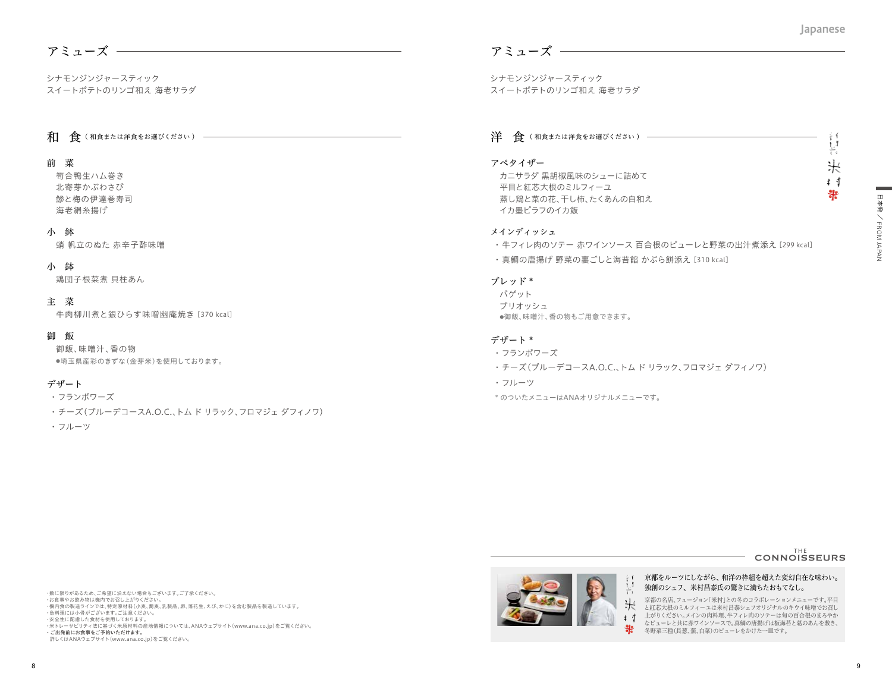## アミューズ

シナモンジンジャースティック
スイートポテトのリンゴ和え 海老サラダ

## 和　食（和食または洋食をお選びください）

### 前　菜

筍合鴨生ハム巻き
北寄芽かぶわさび
鰺と梅の伊達巻寿司
海老絹糸揚げ

### 小　鉢

蛸 帆立のぬた 赤辛子酢味噌

### 小　鉢

鶏団子根菜煮 貝柱あん

### 主　菜

牛肉柳川煮と銀ひらす味噌幽庵焼き［370 kcal］

### 御　飯

御飯、味噌汁、香の物
●埼玉県産彩のきずな（金芽米）を使用しております。

### デザート

・フランボワーズ
・チーズ（ブルーデコースA.O.C.、トム ド リラック、フロマジェ ダフィノワ）
・フルーツ

・数に限りがあるため、ご希望に沿えない場合もございます。ご了承ください。
・お食事やお飲み物は機内でお召し上がりください。
・機内食の製造ラインでは、特定原材料（小麦、蕎麦、乳製品、卵、落花生、えび、かに）を含む製品を製造しています。
・魚料理には小骨がございます。ご注意ください。
・安全性に配慮した食材を使用しております。
・米トレーサビリティ法に基づく米原材料の産地情報については、ANAウェブサイト（www.ana.co.jp）をご覧ください。
・**ご出発前にお食事をご予約いただけます。**
詳しくはANAウェブサイト（www.ana.co.jp）をご覧ください。

Japanese

## アミューズ

シナモンジンジャースティック
スイートポテトのリンゴ和え 海老サラダ

## 洋　食（和食または洋食をお選びください）

米村

### アペタイザー

カニサラダ 黒胡椒風味のシューに詰めて
平目と紅芯大根のミルフィーユ
蒸し鶏と菜の花、干し柿、たくあんの白和え
イカ墨ピラフのイカ飯

### メインディッシュ

・牛フィレ肉のソテー 赤ワインソース 百合根のピューレと野菜の出汁煮添え［299 kcal］
・真鯛の唐揚げ 野菜の裏ごしと海苔餡 かぶら餅添え［310 kcal］

### ブレッド *

バゲット
ブリオッシュ
●御飯、味噌汁、香の物もご用意できます。

### デザート *

・フランボワーズ
・チーズ（ブルーデコースA.O.C.、トム ド リラック、フロマジェ ダフィノワ）
・フルーツ

＊のついたメニューはANAオリジナルメニューです。

日本発 / FROM JAPAN

THE CONNOISSEURS

米村

**京都をルーツにしながら、和洋の枠組を超えた変幻自在な味わい。独創のシェフ、米村昌泰氏の驚きに満ちたおもてなし。**

京都の名店、フュージョン「米村」との冬のコラボレーションメニューです。平目と紅芯大根のミルフィーユは米村昌泰シェフオリジナルのキウイ味噌でお召し上がりください。メインの肉料理、牛フィレ肉のソテーは旬の百合根のまろやかなピューレと共に赤ワインソースで。真鯛の唐揚げは板海苔と葛のあんを敷き、冬野菜三種（長葱、蕪、白菜）のピューレをかけた一皿です。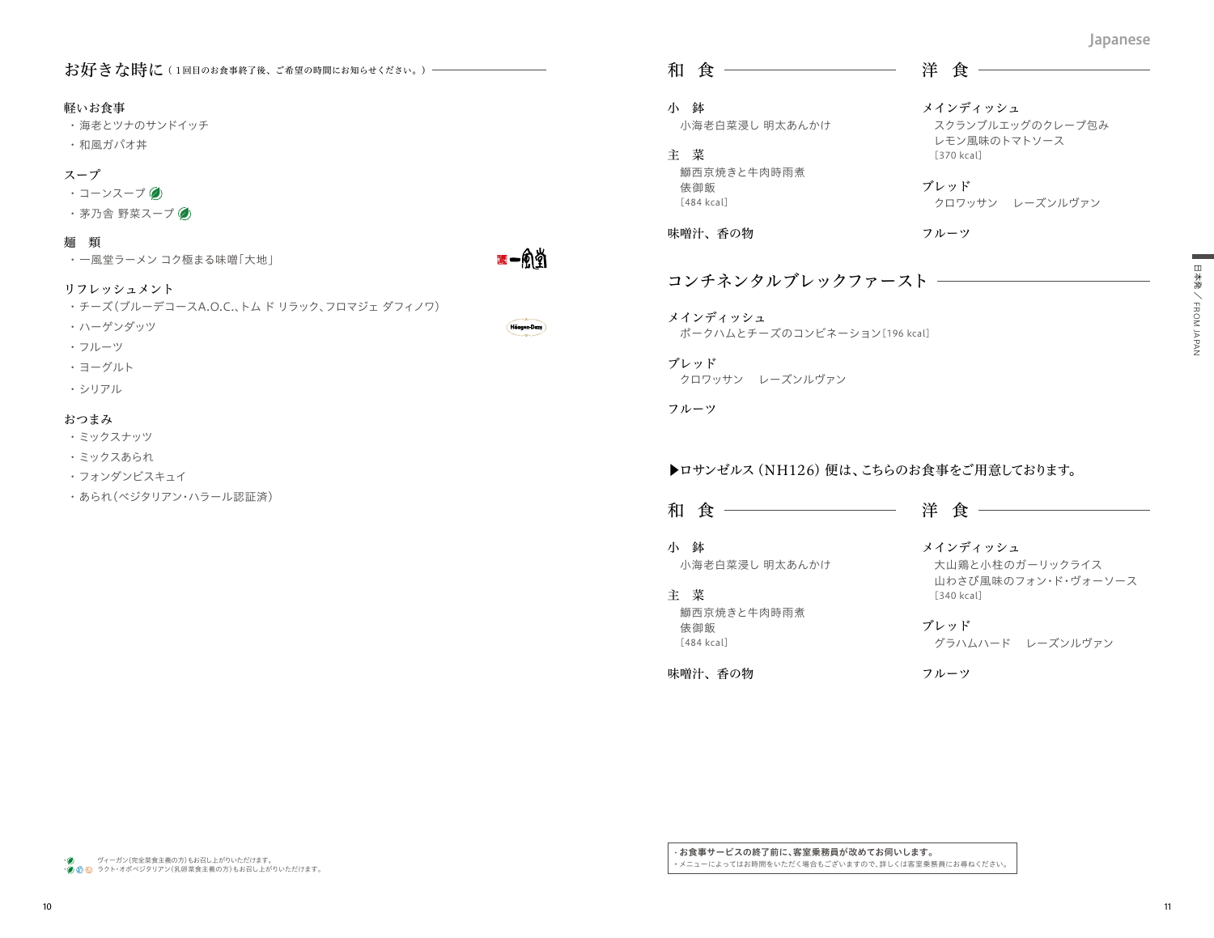## お好きな時に（1回目のお食事終了後、ご希望の時間にお知らせください。）

### 軽いお食事
- 海老とツナのサンドイッチ
- 和風ガパオ丼

### スープ
- コーンスープ
- 茅乃舎 野菜スープ

### 麺　類
- 一風堂ラーメン コク極まる味噌「大地」

### リフレッシュメント
- チーズ（ブルーデコースA.O.C.、トム ド リラック、フロマジェ ダフィノワ）
- ハーゲンダッツ
- フルーツ
- ヨーグルト
- シリアル

### おつまみ
- ミックスナッツ
- ミックスあられ
- フォンダンビスキュイ
- あられ（ベジタリアン・ハラール認証済）

・ヴィーガン（完全菜食主義の方）もお召し上がりいただけます。
・ラクト・オボベジタリアン（乳卵菜食主義の方）もお召し上がりいただけます。

## 和　食

**小　鉢**
小海老白菜浸し 明太あんかけ

**主　菜**
鰤西京焼きと牛肉時雨煮
俵御飯
［484 kcal］

**味噌汁、香の物**

## 洋　食

**メインディッシュ**
スクランブルエッグのクレープ包み
レモン風味のトマトソース
［370 kcal］

**ブレッド**
クロワッサン　レーズンルヴァン

**フルーツ**

## コンチネンタルブレックファースト

**メインディッシュ**
ポークハムとチーズのコンビネーション［196 kcal］

**ブレッド**
クロワッサン　レーズンルヴァン

**フルーツ**

▶ロサンゼルス（NH126）便は、こちらのお食事をご用意しております。

## 和　食

**小　鉢**
小海老白菜浸し 明太あんかけ

**主　菜**
鰤西京焼きと牛肉時雨煮
俵御飯
［484 kcal］

**味噌汁、香の物**

## 洋　食

**メインディッシュ**
大山鶏と小柱のガーリックライス
山わさび風味のフォン・ド・ヴォーソース
［340 kcal］

**ブレッド**
グラハムハード　レーズンルヴァン

**フルーツ**

・**お食事サービスの終了前に、客室乗務員が改めてお伺いします。**
・メニューによってはお時間をいただく場合もございますので、詳しくは客室乗務員にお尋ねください。

日本発 / FROM JAPAN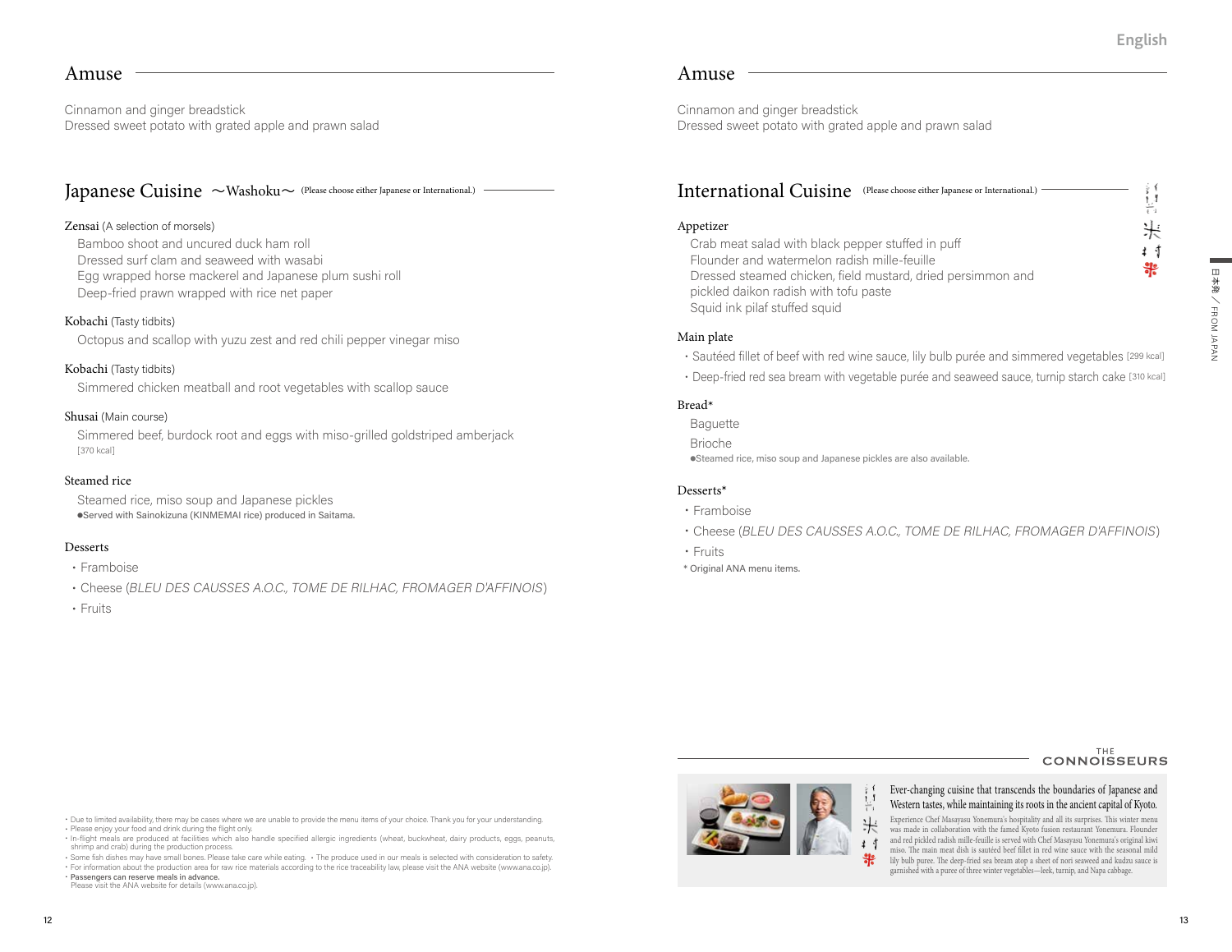## Amuse

Cinnamon and ginger breadstick
Dressed sweet potato with grated apple and prawn salad

## Japanese Cuisine ～Washoku～ (Please choose either Japanese or International.)

**Zensai** (A selection of morsels)

Bamboo shoot and uncured duck ham roll
Dressed surf clam and seaweed with wasabi
Egg wrapped horse mackerel and Japanese plum sushi roll
Deep-fried prawn wrapped with rice net paper

**Kobachi** (Tasty tidbits)

Octopus and scallop with yuzu zest and red chili pepper vinegar miso

**Kobachi** (Tasty tidbits)

Simmered chicken meatball and root vegetables with scallop sauce

**Shusai** (Main course)

Simmered beef, burdock root and eggs with miso-grilled goldstriped amberjack
[370 kcal]

**Steamed rice**

Steamed rice, miso soup and Japanese pickles
●Served with Sainokizuna (KINMEMAI rice) produced in Saitama.

**Desserts**

- Framboise
- Cheese (*BLEU DES CAUSSES A.O.C., TOME DE RILHAC, FROMAGER D'AFFINOIS*)
- Fruits

- Due to limited availability, there may be cases where we are unable to provide the menu items of your choice. Thank you for your understanding.
- Please enjoy your food and drink during the flight only.
- In-flight meals are produced at facilities which also handle specified allergic ingredients (wheat, buckwheat, dairy products, eggs, peanuts, shrimp and crab) during the production process.
- Some fish dishes may have small bones. Please take care while eating. ・The produce used in our meals is selected with consideration to safety.
- For information about the production area for raw rice materials according to the rice traceability law, please visit the ANA website (www.ana.co.jp).
- Passengers can reserve meals in advance.
  Please visit the ANA website for details (www.ana.co.jp).

## Amuse

Cinnamon and ginger breadstick
Dressed sweet potato with grated apple and prawn salad

## International Cuisine (Please choose either Japanese or International.)

**Appetizer**

Crab meat salad with black pepper stuffed in puff
Flounder and watermelon radish mille-feuille
Dressed steamed chicken, field mustard, dried persimmon and pickled daikon radish with tofu paste
Squid ink pilaf stuffed squid

**Main plate**

- Sautéed fillet of beef with red wine sauce, lily bulb purée and simmered vegetables [299 kcal]
- Deep-fried red sea bream with vegetable purée and seaweed sauce, turnip starch cake [310 kcal]

**Bread***

Baguette
Brioche
●Steamed rice, miso soup and Japanese pickles are also available.

**Desserts***

- Framboise
- Cheese (*BLEU DES CAUSSES A.O.C., TOME DE RILHAC, FROMAGER D'AFFINOIS*)
- Fruits

* Original ANA menu items.

日本発 / FROM JAPAN

THE CONNOISSEURS

**Ever-changing cuisine that transcends the boundaries of Japanese and Western tastes, while maintaining its roots in the ancient capital of Kyoto.**

Experience Chef Masayasu Yonemura's hospitality and all its surprises. This winter menu was made in collaboration with the famed Kyoto fusion restaurant Yonemura. Flounder and red pickled radish mille-feuille is served with Chef Masayasu Yonemura's original kiwi miso. The main meat dish is sautéed beef fillet in red wine sauce with the seasonal mild lily bulb puree. The deep-fried sea bream atop a sheet of nori seaweed and kudzu sauce is garnished with a puree of three winter vegetables—leek, turnip, and Napa cabbage.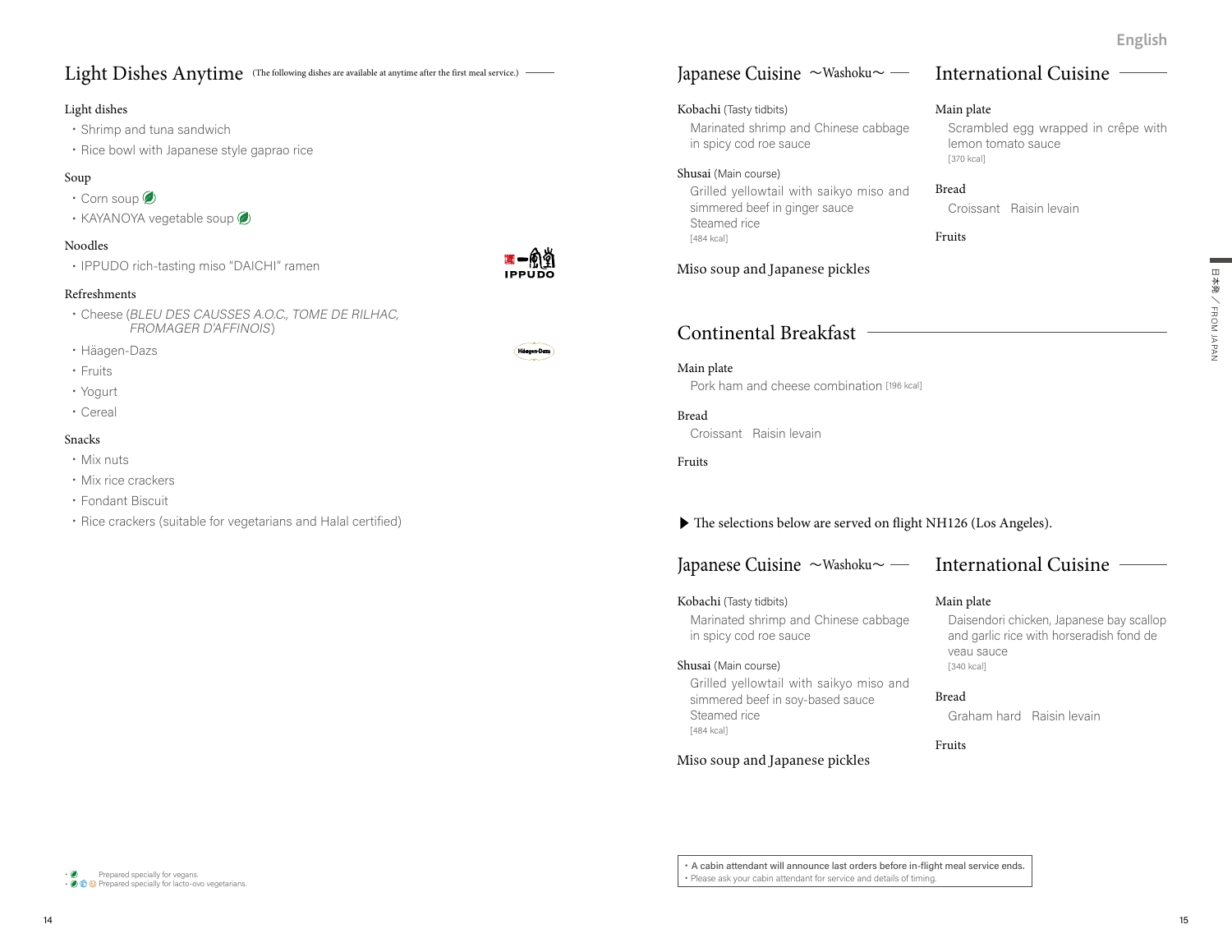## Light Dishes Anytime

(The following dishes are available at anytime after the first meal service.)

### Light dishes

- Shrimp and tuna sandwich
- Rice bowl with Japanese style gaprao rice

### Soup

- Corn soup
- KAYANOYA vegetable soup

### Noodles

- IPPUDO rich-tasting miso "DAICHI" ramen

### Refreshments

- Cheese (*BLEU DES CAUSSES A.O.C., TOME DE RILHAC, FROMAGER D'AFFINOIS*)
- Häagen-Dazs
- Fruits
- Yogurt
- Cereal

### Snacks

- Mix nuts
- Mix rice crackers
- Fondant Biscuit
- Rice crackers (suitable for vegetarians and Halal certified)

- Prepared specially for vegans.
- Prepared specially for lacto-ovo vegetarians.

## Japanese Cuisine ～Washoku～

**Kobachi** (Tasty tidbits)

Marinated shrimp and Chinese cabbage in spicy cod roe sauce

**Shusai** (Main course)

Grilled yellowtail with saikyo miso and simmered beef in ginger sauce
Steamed rice
[484 kcal]

**Miso soup and Japanese pickles**

## International Cuisine

**Main plate**

Scrambled egg wrapped in crêpe with lemon tomato sauce
[370 kcal]

**Bread**

Croissant Raisin levain

**Fruits**

## Continental Breakfast

**Main plate**

Pork ham and cheese combination [196 kcal]

**Bread**

Croissant Raisin levain

**Fruits**

▶ The selections below are served on flight NH126 (Los Angeles).

## Japanese Cuisine ～Washoku～

**Kobachi** (Tasty tidbits)

Marinated shrimp and Chinese cabbage in spicy cod roe sauce

**Shusai** (Main course)

Grilled yellowtail with saikyo miso and simmered beef in soy-based sauce
Steamed rice
[484 kcal]

**Miso soup and Japanese pickles**

## International Cuisine

**Main plate**

Daisendori chicken, Japanese bay scallop and garlic rice with horseradish fond de veau sauce
[340 kcal]

**Bread**

Graham hard Raisin levain

**Fruits**

- A cabin attendant will announce last orders before in-flight meal service ends.
- Please ask your cabin attendant for service and details of timing.